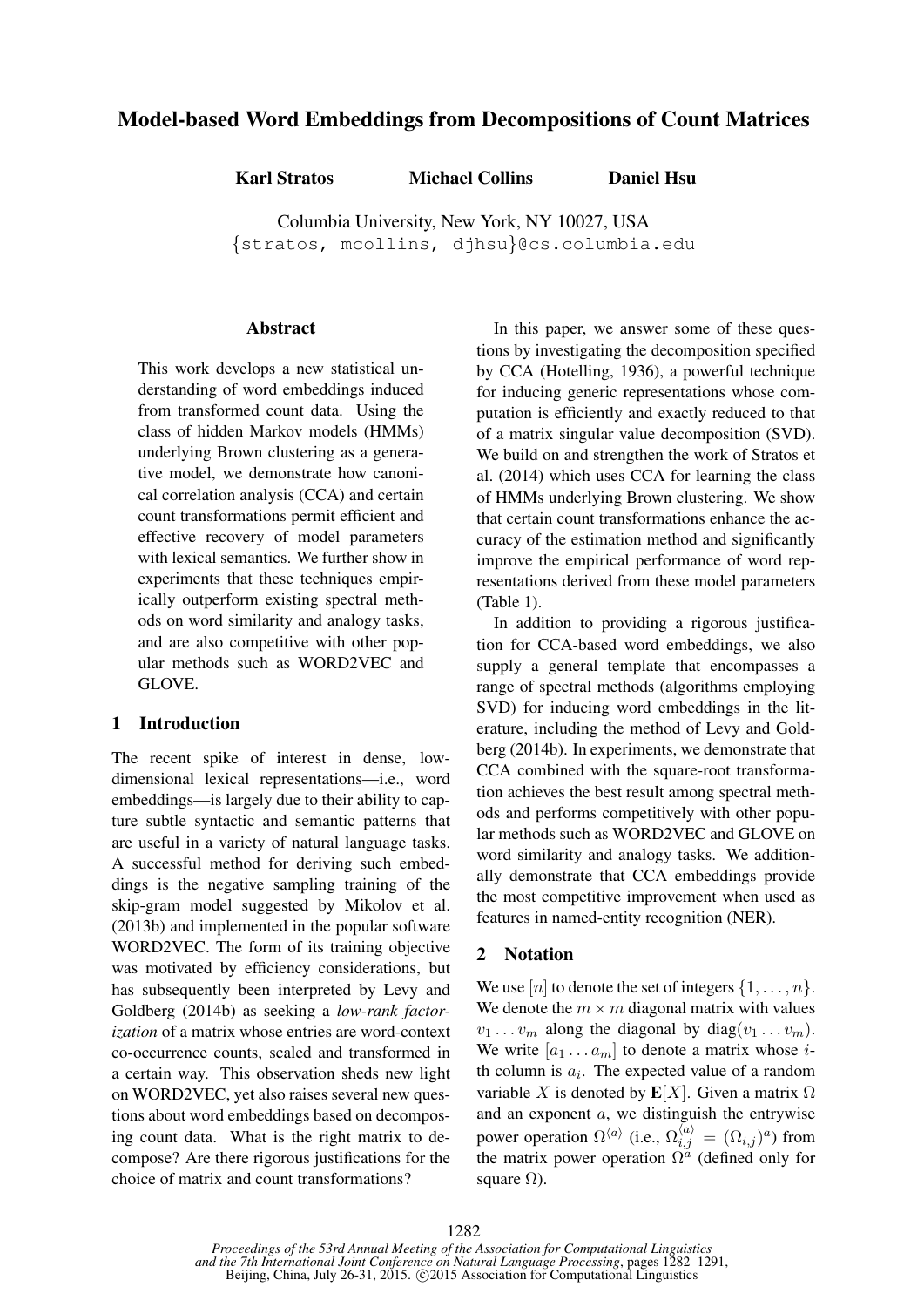# Model-based Word Embeddings from Decompositions of Count Matrices

**Karl Stratos** **Michael Collins** **Daniel Hsu**

Columbia University, New York, NY 10027, USA
{stratos, mcollins, djhsu}@cs.columbia.edu

## Abstract

This work develops a new statistical understanding of word embeddings induced from transformed count data. Using the class of hidden Markov models (HMMs) underlying Brown clustering as a generative model, we demonstrate how canonical correlation analysis (CCA) and certain count transformations permit efficient and effective recovery of model parameters with lexical semantics. We further show in experiments that these techniques empirically outperform existing spectral methods on word similarity and analogy tasks, and are also competitive with other popular methods such as WORD2VEC and GLOVE.

## 1 Introduction

The recent spike of interest in dense, low-dimensional lexical representations—i.e., word embeddings—is largely due to their ability to capture subtle syntactic and semantic patterns that are useful in a variety of natural language tasks. A successful method for deriving such embeddings is the negative sampling training of the skip-gram model suggested by Mikolov et al. (2013b) and implemented in the popular software WORD2VEC. The form of its training objective was motivated by efficiency considerations, but has subsequently been interpreted by Levy and Goldberg (2014b) as seeking a *low-rank factorization* of a matrix whose entries are word-context co-occurrence counts, scaled and transformed in a certain way. This observation sheds new light on WORD2VEC, yet also raises several new questions about word embeddings based on decomposing count data. What is the right matrix to decompose? Are there rigorous justifications for the choice of matrix and count transformations?

In this paper, we answer some of these questions by investigating the decomposition specified by CCA (Hotelling, 1936), a powerful technique for inducing generic representations whose computation is efficiently and exactly reduced to that of a matrix singular value decomposition (SVD). We build on and strengthen the work of Stratos et al. (2014) which uses CCA for learning the class of HMMs underlying Brown clustering. We show that certain count transformations enhance the accuracy of the estimation method and significantly improve the empirical performance of word representations derived from these model parameters (Table 1).

In addition to providing a rigorous justification for CCA-based word embeddings, we also supply a general template that encompasses a range of spectral methods (algorithms employing SVD) for inducing word embeddings in the literature, including the method of Levy and Goldberg (2014b). In experiments, we demonstrate that CCA combined with the square-root transformation achieves the best result among spectral methods and performs competitively with other popular methods such as WORD2VEC and GLOVE on word similarity and analogy tasks. We additionally demonstrate that CCA embeddings provide the most competitive improvement when used as features in named-entity recognition (NER).

## 2 Notation

We use $[n]$ to denote the set of integers $\{1, \ldots, n\}$. We denote the $m \times m$ diagonal matrix with values $v_1 \ldots v_m$ along the diagonal by $\text{diag}(v_1 \ldots v_m)$. We write $[a_1 \ldots a_m]$ to denote a matrix whose $i$-th column is $a_i$. The expected value of a random variable $X$ is denoted by $\mathbf{E}[X]$. Given a matrix $\Omega$ and an exponent $a$, we distinguish the entrywise power operation $\Omega^{\langle a \rangle}$ (i.e., $\Omega^{\langle a \rangle}_{i,j} = (\Omega_{i,j})^a$) from the matrix power operation $\Omega^a$ (defined only for square $\Omega$).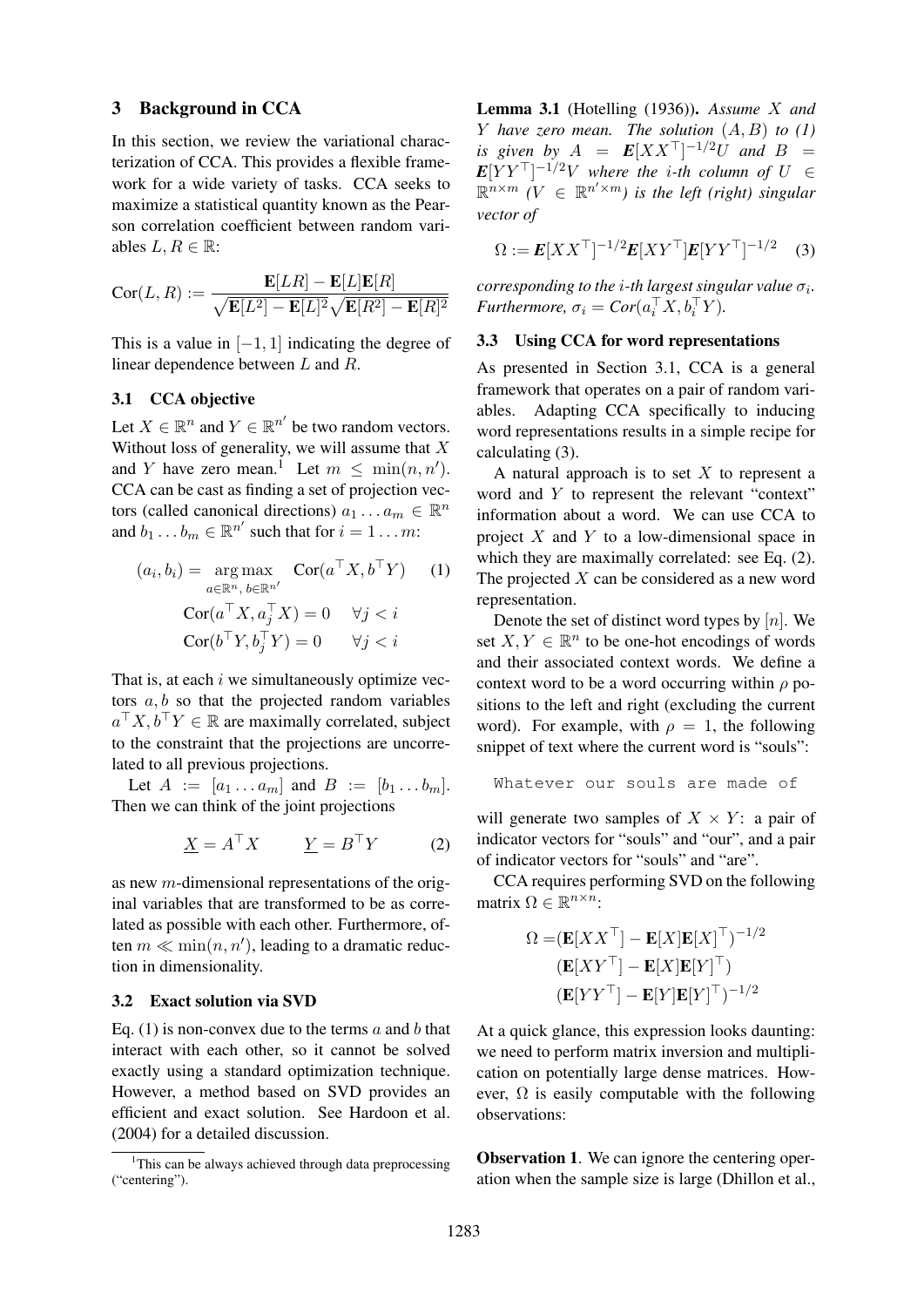## 3 Background in CCA

In this section, we review the variational characterization of CCA. This provides a flexible framework for a wide variety of tasks. CCA seeks to maximize a statistical quantity known as the Pearson correlation coefficient between random variables $L, R \in \mathbb{R}$:

$$\text{Cor}(L, R) := \frac{\mathbf{E}[LR] - \mathbf{E}[L]\mathbf{E}[R]}{\sqrt{\mathbf{E}[L^2] - \mathbf{E}[L]^2}\sqrt{\mathbf{E}[R^2] - \mathbf{E}[R]^2}}$$

This is a value in $[-1, 1]$ indicating the degree of linear dependence between $L$ and $R$.

### 3.1 CCA objective

Let $X \in \mathbb{R}^n$ and $Y \in \mathbb{R}^{n'}$ be two random vectors. Without loss of generality, we will assume that $X$ and $Y$ have zero mean.[1] Let $m \leq \min(n, n')$. CCA can be cast as finding a set of projection vectors (called canonical directions) $a_1 \dots a_m \in \mathbb{R}^n$ and $b_1 \dots b_m \in \mathbb{R}^{n'}$ such that for $i = 1 \dots m$:

$$\begin{aligned}
(a_i, b_i) = \underset{a \in \mathbb{R}^n,\, b \in \mathbb{R}^{n'}}{\arg\max} \quad & \text{Cor}(a^\top X, b^\top Y) \qquad (1) \\
& \text{Cor}(a^\top X, a_j^\top X) = 0 \quad \forall j < i \\
& \text{Cor}(b^\top Y, b_j^\top Y) = 0 \quad \forall j < i
\end{aligned}$$

That is, at each $i$ we simultaneously optimize vectors $a, b$ so that the projected random variables $a^\top X, b^\top Y \in \mathbb{R}$ are maximally correlated, subject to the constraint that the projections are uncorrelated to all previous projections.

Let $A := [a_1 \dots a_m]$ and $B := [b_1 \dots b_m]$. Then we can think of the joint projections

$$\underline{X} = A^\top X \qquad \underline{Y} = B^\top Y \qquad (2)$$

as new $m$-dimensional representations of the original variables that are transformed to be as correlated as possible with each other. Furthermore, often $m \ll \min(n, n')$, leading to a dramatic reduction in dimensionality.

### 3.2 Exact solution via SVD

Eq. (1) is non-convex due to the terms $a$ and $b$ that interact with each other, so it cannot be solved exactly using a standard optimization technique. However, a method based on SVD provides an efficient and exact solution. See Hardoon et al. (2004) for a detailed discussion.

[1] This can be always achieved through data preprocessing ("centering").

**Lemma 3.1** (Hotelling (1936)). *Assume $X$ and $Y$ have zero mean. The solution $(A, B)$ to (1) is given by $A = \mathbf{E}[XX^\top]^{-1/2}U$ and $B = \mathbf{E}[YY^\top]^{-1/2}V$ where the $i$-th column of $U \in \mathbb{R}^{n \times m}$ ($V \in \mathbb{R}^{n' \times m}$) is the left (right) singular vector of*

$$\Omega := \mathbf{E}[XX^\top]^{-1/2}\mathbf{E}[XY^\top]\mathbf{E}[YY^\top]^{-1/2} \qquad (3)$$

*corresponding to the $i$-th largest singular value $\sigma_i$. Furthermore, $\sigma_i = Cor(a_i^\top X, b_i^\top Y)$.*

### 3.3 Using CCA for word representations

As presented in Section 3.1, CCA is a general framework that operates on a pair of random variables. Adapting CCA specifically to inducing word representations results in a simple recipe for calculating (3).

A natural approach is to set $X$ to represent a word and $Y$ to represent the relevant "context" information about a word. We can use CCA to project $X$ and $Y$ to a low-dimensional space in which they are maximally correlated: see Eq. (2). The projected $X$ can be considered as a new word representation.

Denote the set of distinct word types by $[n]$. We set $X, Y \in \mathbb{R}^n$ to be one-hot encodings of words and their associated context words. We define a context word to be a word occurring within $\rho$ positions to the left and right (excluding the current word). For example, with $\rho = 1$, the following snippet of text where the current word is "souls":

```
Whatever our souls are made of
```

will generate two samples of $X \times Y$: a pair of indicator vectors for "souls" and "our", and a pair of indicator vectors for "souls" and "are".

CCA requires performing SVD on the following matrix $\Omega \in \mathbb{R}^{n \times n}$:

$$\begin{aligned}
\Omega = &(\mathbf{E}[XX^\top] - \mathbf{E}[X]\mathbf{E}[X]^\top)^{-1/2} \\
&(\mathbf{E}[XY^\top] - \mathbf{E}[X]\mathbf{E}[Y]^\top) \\
&(\mathbf{E}[YY^\top] - \mathbf{E}[Y]\mathbf{E}[Y]^\top)^{-1/2}
\end{aligned}$$

At a quick glance, this expression looks daunting: we need to perform matrix inversion and multiplication on potentially large dense matrices. However, $\Omega$ is easily computable with the following observations:

**Observation 1**. We can ignore the centering operation when the sample size is large (Dhillon et al.,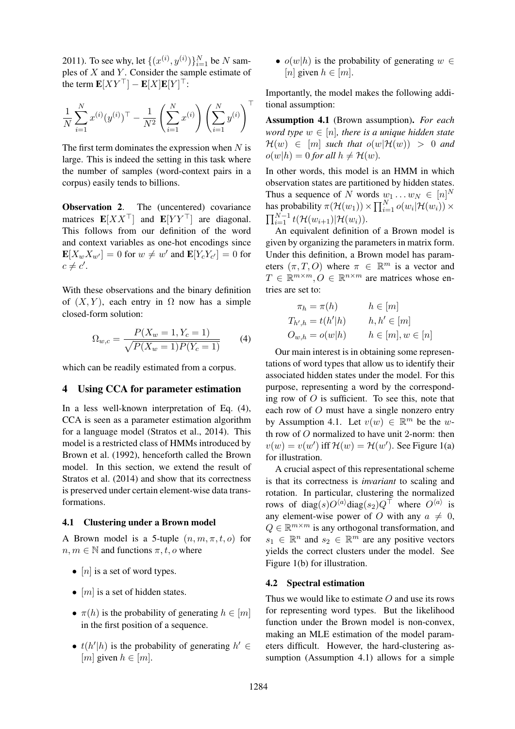2011). To see why, let $\{(x^{(i)}, y^{(i)})\}_{i=1}^N$ be $N$ samples of $X$ and $Y$. Consider the sample estimate of the term $\mathbf{E}[XY^\top] - \mathbf{E}[X]\mathbf{E}[Y]^\top$:

$$\frac{1}{N}\sum_{i=1}^N x^{(i)}(y^{(i)})^\top - \frac{1}{N^2}\left(\sum_{i=1}^N x^{(i)}\right)\left(\sum_{i=1}^N y^{(i)}\right)^\top$$

The first term dominates the expression when $N$ is large. This is indeed the setting in this task where the number of samples (word-context pairs in a corpus) easily tends to billions.

**Observation 2**. The (uncentered) covariance matrices $\mathbf{E}[XX^\top]$ and $\mathbf{E}[YY^\top]$ are diagonal. This follows from our definition of the word and context variables as one-hot encodings since $\mathbf{E}[X_w X_{w'}] = 0$ for $w \neq w'$ and $\mathbf{E}[Y_c Y_{c'}] = 0$ for $c \neq c'$.

With these observations and the binary definition of $(X, Y)$, each entry in $\Omega$ now has a simple closed-form solution:

$$\Omega_{w,c} = \frac{P(X_w = 1, Y_c = 1)}{\sqrt{P(X_w = 1)P(Y_c = 1)}} \qquad (4)$$

which can be readily estimated from a corpus.

## 4 Using CCA for parameter estimation

In a less well-known interpretation of Eq. (4), CCA is seen as a parameter estimation algorithm for a language model (Stratos et al., 2014). This model is a restricted class of HMMs introduced by Brown et al. (1992), henceforth called the Brown model. In this section, we extend the result of Stratos et al. (2014) and show that its correctness is preserved under certain element-wise data transformations.

### 4.1 Clustering under a Brown model

A Brown model is a 5-tuple $(n, m, \pi, t, o)$ for $n, m \in \mathbb{N}$ and functions $\pi, t, o$ where

- $[n]$ is a set of word types.
- $[m]$ is a set of hidden states.
- $\pi(h)$ is the probability of generating $h \in [m]$ in the first position of a sequence.
- $t(h'|h)$ is the probability of generating $h' \in [m]$ given $h \in [m]$.
- $o(w|h)$ is the probability of generating $w \in [n]$ given $h \in [m]$.

Importantly, the model makes the following additional assumption:

**Assumption 4.1** (Brown assumption). *For each word type $w \in [n]$, there is a unique hidden state $\mathcal{H}(w) \in [m]$ such that $o(w|\mathcal{H}(w)) > 0$ and $o(w|h) = 0$ for all $h \neq \mathcal{H}(w)$.*

In other words, this model is an HMM in which observation states are partitioned by hidden states. Thus a sequence of $N$ words $w_1 \ldots w_N \in [n]^N$ has probability $\pi(\mathcal{H}(w_1)) \times \prod_{i=1}^N o(w_i|\mathcal{H}(w_i)) \times \prod_{i=1}^{N-1} t(\mathcal{H}(w_{i+1})|\mathcal{H}(w_i))$.

An equivalent definition of a Brown model is given by organizing the parameters in matrix form. Under this definition, a Brown model has parameters $(\pi, T, O)$ where $\pi \in \mathbb{R}^m$ is a vector and $T \in \mathbb{R}^{m \times m}, O \in \mathbb{R}^{n \times m}$ are matrices whose entries are set to:

$$\begin{aligned} \pi_h &= \pi(h) & h &\in [m] \\ T_{h',h} &= t(h'|h) & h, h' &\in [m] \\ O_{w,h} &= o(w|h) & h &\in [m], w \in [n] \end{aligned}$$

Our main interest is in obtaining some representations of word types that allow us to identify their associated hidden states under the model. For this purpose, representing a word by the corresponding row of $O$ is sufficient. To see this, note that each row of $O$ must have a single nonzero entry by Assumption 4.1. Let $v(w) \in \mathbb{R}^m$ be the $w$-th row of $O$ normalized to have unit 2-norm: then $v(w) = v(w')$ iff $\mathcal{H}(w) = \mathcal{H}(w')$. See Figure 1(a) for illustration.

A crucial aspect of this representational scheme is that its correctness is *invariant* to scaling and rotation. In particular, clustering the normalized rows of $\text{diag}(s)O^{\langle a \rangle}\text{diag}(s_2)Q^\top$ where $O^{\langle a \rangle}$ is any element-wise power of $O$ with any $a \neq 0$, $Q \in \mathbb{R}^{m \times m}$ is any orthogonal transformation, and $s_1 \in \mathbb{R}^n$ and $s_2 \in \mathbb{R}^m$ are any positive vectors yields the correct clusters under the model. See Figure 1(b) for illustration.

### 4.2 Spectral estimation

Thus we would like to estimate $O$ and use its rows for representing word types. But the likelihood function under the Brown model is non-convex, making an MLE estimation of the model parameters difficult. However, the hard-clustering assumption (Assumption 4.1) allows for a simple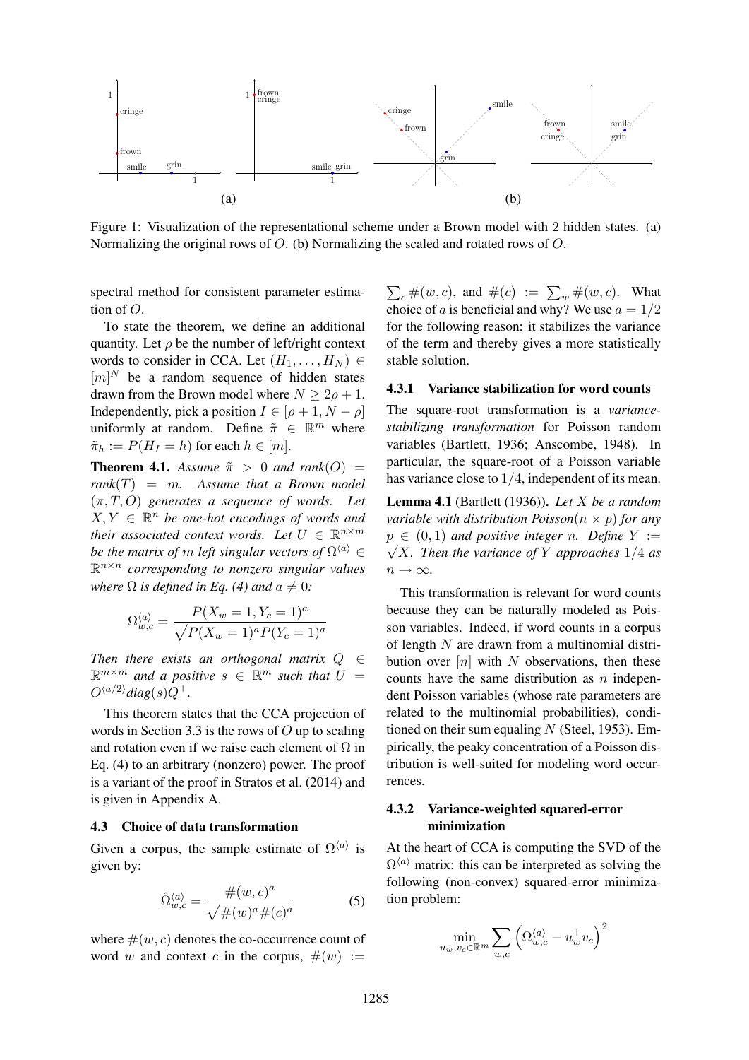Figure 1: Visualization of the representational scheme under a Brown model with 2 hidden states. (a) Normalizing the original rows of $O$. (b) Normalizing the scaled and rotated rows of $O$.

spectral method for consistent parameter estimation of $O$.

To state the theorem, we define an additional quantity. Let $\rho$ be the number of left/right context words to consider in CCA. Let $(H_1, \ldots, H_N) \in [m]^N$ be a random sequence of hidden states drawn from the Brown model where $N \geq 2\rho + 1$. Independently, pick a position $I \in [\rho + 1, N - \rho]$ uniformly at random. Define $\tilde{\pi} \in \mathbb{R}^m$ where $\tilde{\pi}_h := P(H_I = h)$ for each $h \in [m]$.

**Theorem 4.1.** *Assume $\tilde{\pi} > 0$ and $rank(O) = rank(T) = m$. Assume that a Brown model $(\pi, T, O)$ generates a sequence of words. Let $X, Y \in \mathbb{R}^n$ be one-hot encodings of words and their associated context words. Let $U \in \mathbb{R}^{n \times m}$ be the matrix of $m$ left singular vectors of $\Omega^{\langle a \rangle} \in \mathbb{R}^{n \times n}$ corresponding to nonzero singular values where $\Omega$ is defined in Eq. (4) and $a \neq 0$:*

$$\Omega^{\langle a \rangle}_{w,c} = \frac{P(X_w = 1, Y_c = 1)^a}{\sqrt{P(X_w = 1)^a P(Y_c = 1)^a}}$$

*Then there exists an orthogonal matrix $Q \in \mathbb{R}^{m \times m}$ and a positive $s \in \mathbb{R}^m$ such that $U = O^{\langle a/2 \rangle} diag(s) Q^\top$.*

This theorem states that the CCA projection of words in Section 3.3 is the rows of $O$ up to scaling and rotation even if we raise each element of $\Omega$ in Eq. (4) to an arbitrary (nonzero) power. The proof is a variant of the proof in Stratos et al. (2014) and is given in Appendix A.

### 4.3 Choice of data transformation

Given a corpus, the sample estimate of $\Omega^{\langle a \rangle}$ is given by:

$$\hat{\Omega}^{\langle a \rangle}_{w,c} = \frac{\#(w,c)^a}{\sqrt{\#(w)^a \#(c)^a}} \tag{5}$$

where $\#(w,c)$ denotes the co-occurrence count of word $w$ and context $c$ in the corpus, $\#(w) := \sum_c \#(w,c)$, and $\#(c) := \sum_w \#(w,c)$. What choice of $a$ is beneficial and why? We use $a = 1/2$ for the following reason: it stabilizes the variance of the term and thereby gives a more statistically stable solution.

#### 4.3.1 Variance stabilization for word counts

The square-root transformation is a *variance-stabilizing transformation* for Poisson random variables (Bartlett, 1936; Anscombe, 1948). In particular, the square-root of a Poisson variable has variance close to $1/4$, independent of its mean.

**Lemma 4.1** (Bartlett (1936))**.** *Let $X$ be a random variable with distribution Poisson$(n \times p)$ for any $p \in (0, 1)$ and positive integer $n$. Define $Y := \sqrt{X}$. Then the variance of $Y$ approaches $1/4$ as $n \to \infty$.*

This transformation is relevant for word counts because they can be naturally modeled as Poisson variables. Indeed, if word counts in a corpus of length $N$ are drawn from a multinomial distribution over $[n]$ with $N$ observations, then these counts have the same distribution as $n$ independent Poisson variables (whose rate parameters are related to the multinomial probabilities), conditioned on their sum equaling $N$ (Steel, 1953). Empirically, the peaky concentration of a Poisson distribution is well-suited for modeling word occurrences.

#### 4.3.2 Variance-weighted squared-error minimization

At the heart of CCA is computing the SVD of the $\Omega^{\langle a \rangle}$ matrix: this can be interpreted as solving the following (non-convex) squared-error minimization problem:

$$\min_{u_w, v_c \in \mathbb{R}^m} \sum_{w,c} \left( \Omega^{\langle a \rangle}_{w,c} - u_w^\top v_c \right)^2$$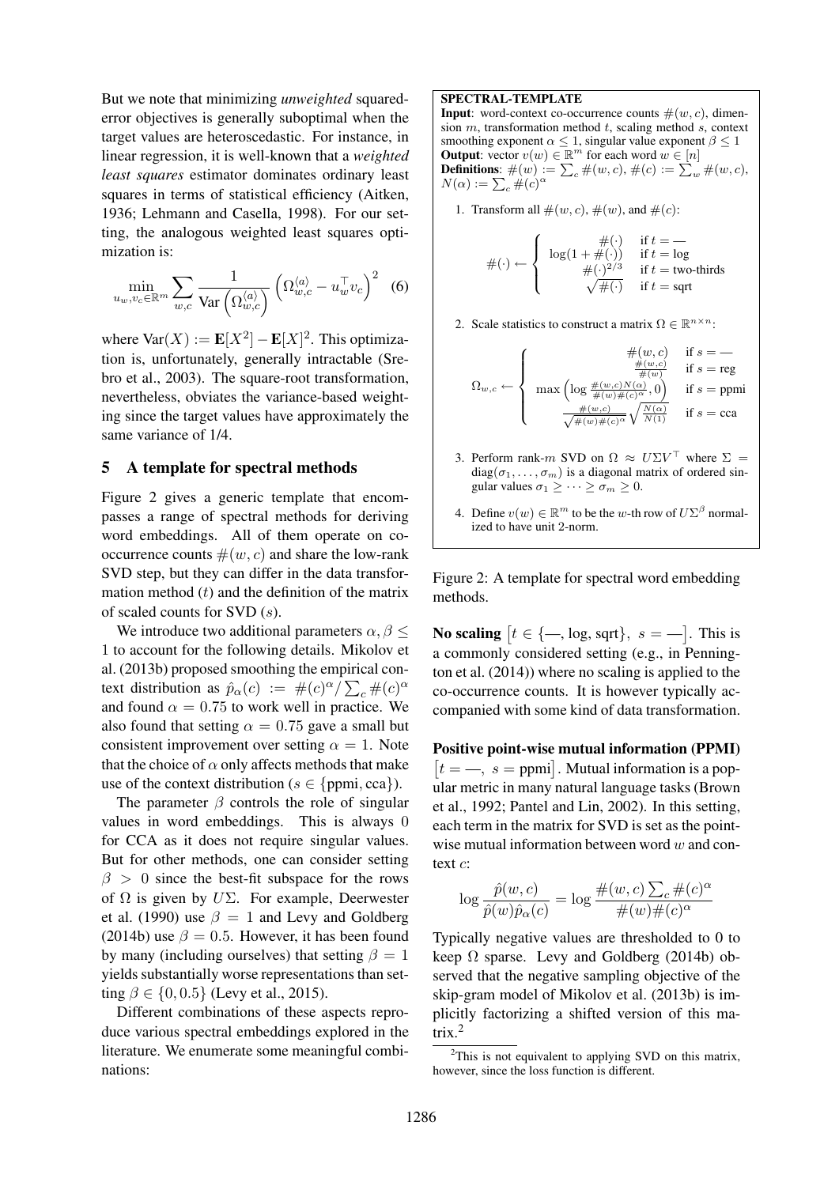But we note that minimizing *unweighted* squared-error objectives is generally suboptimal when the target values are heteroscedastic. For instance, in linear regression, it is well-known that a *weighted least squares* estimator dominates ordinary least squares in terms of statistical efficiency (Aitken, 1936; Lehmann and Casella, 1998). For our setting, the analogous weighted least squares optimization is:

$$\min_{u_w, v_c \in \mathbb{R}^m} \sum_{w,c} \frac{1}{\text{Var}\left(\Omega^{\langle a \rangle}_{w,c}\right)} \left(\Omega^{\langle a \rangle}_{w,c} - u_w^\top v_c\right)^2 \quad (6)$$

where $\text{Var}(X) := \mathbf{E}[X^2] - \mathbf{E}[X]^2$. This optimization is, unfortunately, generally intractable (Srebro et al., 2003). The square-root transformation, nevertheless, obviates the variance-based weighting since the target values have approximately the same variance of 1/4.

## 5 A template for spectral methods

Figure 2 gives a generic template that encompasses a range of spectral methods for deriving word embeddings. All of them operate on co-occurrence counts $\#(w, c)$ and share the low-rank SVD step, but they can differ in the data transformation method ($t$) and the definition of the matrix of scaled counts for SVD ($s$).

We introduce two additional parameters $\alpha, \beta \leq 1$ to account for the following details. Mikolov et al. (2013b) proposed smoothing the empirical context distribution as $\hat{p}_\alpha(c) := \#(c)^\alpha / \sum_c \#(c)^\alpha$ and found $\alpha = 0.75$ to work well in practice. We also found that setting $\alpha = 0.75$ gave a small but consistent improvement over setting $\alpha = 1$. Note that the choice of $\alpha$ only affects methods that make use of the context distribution ($s \in \{\text{ppmi}, \text{cca}\}$).

The parameter $\beta$ controls the role of singular values in word embeddings. This is always 0 for CCA as it does not require singular values. But for other methods, one can consider setting $\beta > 0$ since the best-fit subspace for the rows of $\Omega$ is given by $U\Sigma$. For example, Deerwester et al. (1990) use $\beta = 1$ and Levy and Goldberg (2014b) use $\beta = 0.5$. However, it has been found by many (including ourselves) that setting $\beta = 1$ yields substantially worse representations than setting $\beta \in \{0, 0.5\}$ (Levy et al., 2015).

Different combinations of these aspects reproduce various spectral embeddings explored in the literature. We enumerate some meaningful combinations:

---

**SPECTRAL-TEMPLATE**

**Input**: word-context co-occurrence counts $\#(w, c)$, dimension $m$, transformation method $t$, scaling method $s$, context smoothing exponent $\alpha \leq 1$, singular value exponent $\beta \leq 1$

**Output**: vector $v(w) \in \mathbb{R}^m$ for each word $w \in [n]$

**Definitions**: $\#(w) := \sum_c \#(w, c)$, $\#(c) := \sum_w \#(w, c)$, $N(\alpha) := \sum_c \#(c)^\alpha$

1. Transform all $\#(w, c)$, $\#(w)$, and $\#(c)$:

$$\#(\cdot) \leftarrow \begin{cases} \#(\cdot) & \text{if } t = \text{—} \\ \log(1 + \#(\cdot)) & \text{if } t = \log \\ \#(\cdot)^{2/3} & \text{if } t = \text{two-thirds} \\ \sqrt{\#(\cdot)} & \text{if } t = \text{sqrt} \end{cases}$$

2. Scale statistics to construct a matrix $\Omega \in \mathbb{R}^{n \times n}$:

$$\Omega_{w,c} \leftarrow \begin{cases} \#(w, c) & \text{if } s = \text{—} \\ \frac{\#(w,c)}{\#(w)} & \text{if } s = \text{reg} \\ \max\left(\log \frac{\#(w,c)N(\alpha)}{\#(w)\#(c)^\alpha}, 0\right) & \text{if } s = \text{ppmi} \\ \frac{\#(w,c)}{\sqrt{\#(w)\#(c)^\alpha}} \sqrt{\frac{N(\alpha)}{N(1)}} & \text{if } s = \text{cca} \end{cases}$$

3. Perform rank-$m$ SVD on $\Omega \approx U\Sigma V^\top$ where $\Sigma = \text{diag}(\sigma_1, \ldots, \sigma_m)$ is a diagonal matrix of ordered singular values $\sigma_1 \geq \cdots \geq \sigma_m \geq 0$.

4. Define $v(w) \in \mathbb{R}^m$ to be the $w$-th row of $U\Sigma^\beta$ normalized to have unit 2-norm.

Figure 2: A template for spectral word embedding methods.

---

**No scaling** $\left[t \in \{\text{—}, \log, \text{sqrt}\},\ s = \text{—}\right]$. This is a commonly considered setting (e.g., in Pennington et al. (2014)) where no scaling is applied to the co-occurrence counts. It is however typically accompanied with some kind of data transformation.

**Positive point-wise mutual information (PPMI)** $\left[t = \text{—},\ s = \text{ppmi}\right]$. Mutual information is a popular metric in many natural language tasks (Brown et al., 1992; Pantel and Lin, 2002). In this setting, each term in the matrix for SVD is set as the point-wise mutual information between word $w$ and context $c$:

$$\log \frac{\hat{p}(w, c)}{\hat{p}(w)\hat{p}_\alpha(c)} = \log \frac{\#(w, c) \sum_c \#(c)^\alpha}{\#(w)\#(c)^\alpha}$$

Typically negative values are thresholded to 0 to keep $\Omega$ sparse. Levy and Goldberg (2014b) observed that the negative sampling objective of the skip-gram model of Mikolov et al. (2013b) is implicitly factorizing a shifted version of this matrix.[2]

[2] This is not equivalent to applying SVD on this matrix, however, since the loss function is different.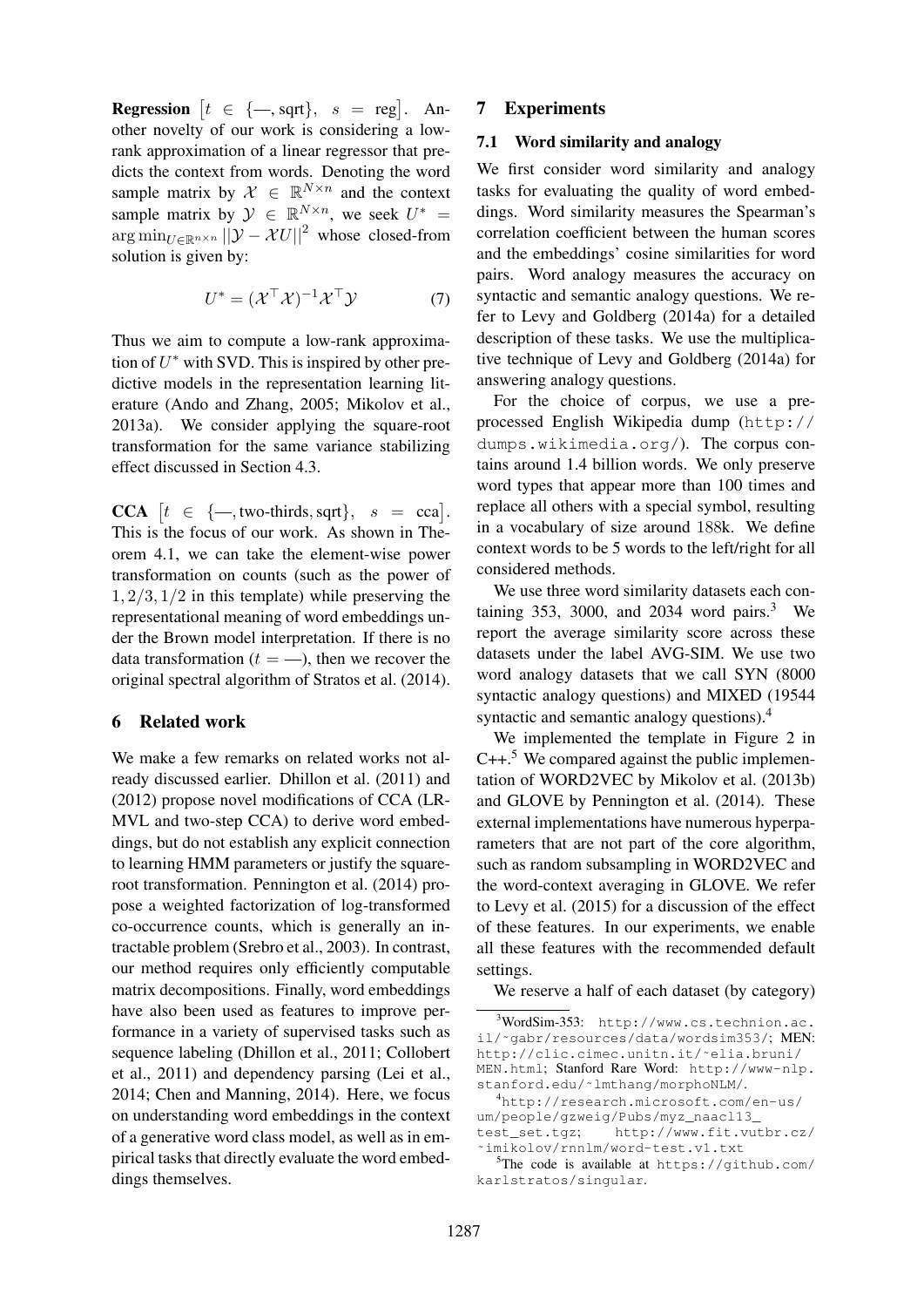**Regression** $\left[t \in \{—, \text{sqrt}\}, \;\; s = \text{reg}\right]$. Another novelty of our work is considering a low-rank approximation of a linear regressor that predicts the context from words. Denoting the word sample matrix by $\mathcal{X} \in \mathbb{R}^{N \times n}$ and the context sample matrix by $\mathcal{Y} \in \mathbb{R}^{N \times n}$, we seek $U^* = \arg\min_{U \in \mathbb{R}^{n \times n}} ||\mathcal{Y} - \mathcal{X}U||^2$ whose closed-from solution is given by:

$$U^* = (\mathcal{X}^\top \mathcal{X})^{-1} \mathcal{X}^\top \mathcal{Y} \tag{7}$$

Thus we aim to compute a low-rank approximation of $U^*$ with SVD. This is inspired by other predictive models in the representation learning literature (Ando and Zhang, 2005; Mikolov et al., 2013a). We consider applying the square-root transformation for the same variance stabilizing effect discussed in Section 4.3.

**CCA** $\left[t \in \{—, \text{two-thirds}, \text{sqrt}\}, \;\; s = \text{cca}\right]$. This is the focus of our work. As shown in Theorem 4.1, we can take the element-wise power transformation on counts (such as the power of $1, 2/3, 1/2$ in this template) while preserving the representational meaning of word embeddings under the Brown model interpretation. If there is no data transformation ($t = —$), then we recover the original spectral algorithm of Stratos et al. (2014).

## 6 Related work

We make a few remarks on related works not already discussed earlier. Dhillon et al. (2011) and (2012) propose novel modifications of CCA (LR-MVL and two-step CCA) to derive word embeddings, but do not establish any explicit connection to learning HMM parameters or justify the square-root transformation. Pennington et al. (2014) propose a weighted factorization of log-transformed co-occurrence counts, which is generally an intractable problem (Srebro et al., 2003). In contrast, our method requires only efficiently computable matrix decompositions. Finally, word embeddings have also been used as features to improve performance in a variety of supervised tasks such as sequence labeling (Dhillon et al., 2011; Collobert et al., 2011) and dependency parsing (Lei et al., 2014; Chen and Manning, 2014). Here, we focus on understanding word embeddings in the context of a generative word class model, as well as in empirical tasks that directly evaluate the word embeddings themselves.

## 7 Experiments

### 7.1 Word similarity and analogy

We first consider word similarity and analogy tasks for evaluating the quality of word embeddings. Word similarity measures the Spearman's correlation coefficient between the human scores and the embeddings' cosine similarities for word pairs. Word analogy measures the accuracy on syntactic and semantic analogy questions. We refer to Levy and Goldberg (2014a) for a detailed description of these tasks. We use the multiplicative technique of Levy and Goldberg (2014a) for answering analogy questions.

For the choice of corpus, we use a preprocessed English Wikipedia dump (http://dumps.wikimedia.org/). The corpus contains around 1.4 billion words. We only preserve word types that appear more than 100 times and replace all others with a special symbol, resulting in a vocabulary of size around 188k. We define context words to be 5 words to the left/right for all considered methods.

We use three word similarity datasets each containing 353, 3000, and 2034 word pairs.[3] We report the average similarity score across these datasets under the label AVG-SIM. We use two word analogy datasets that we call SYN (8000 syntactic analogy questions) and MIXED (19544 syntactic and semantic analogy questions).[4]

We implemented the template in Figure 2 in C++.[5] We compared against the public implementation of WORD2VEC by Mikolov et al. (2013b) and GLOVE by Pennington et al. (2014). These external implementations have numerous hyperparameters that are not part of the core algorithm, such as random subsampling in WORD2VEC and the word-context averaging in GLOVE. We refer to Levy et al. (2015) for a discussion of the effect of these features. In our experiments, we enable all these features with the recommended default settings.

We reserve a half of each dataset (by category)

[3] WordSim-353: http://www.cs.technion.ac.il/~gabr/resources/data/wordsim353/; MEN: http://clic.cimec.unitn.it/~elia.bruni/MEN.html; Stanford Rare Word: http://www-nlp.stanford.edu/~lmthang/morphoNLM/.

[4] http://research.microsoft.com/en-us/um/people/gzweig/Pubs/myz_naacl13_test_set.tgz; http://www.fit.vutbr.cz/~imikolov/rnnlm/word-test.v1.txt

[5] The code is available at https://github.com/karlstratos/singular.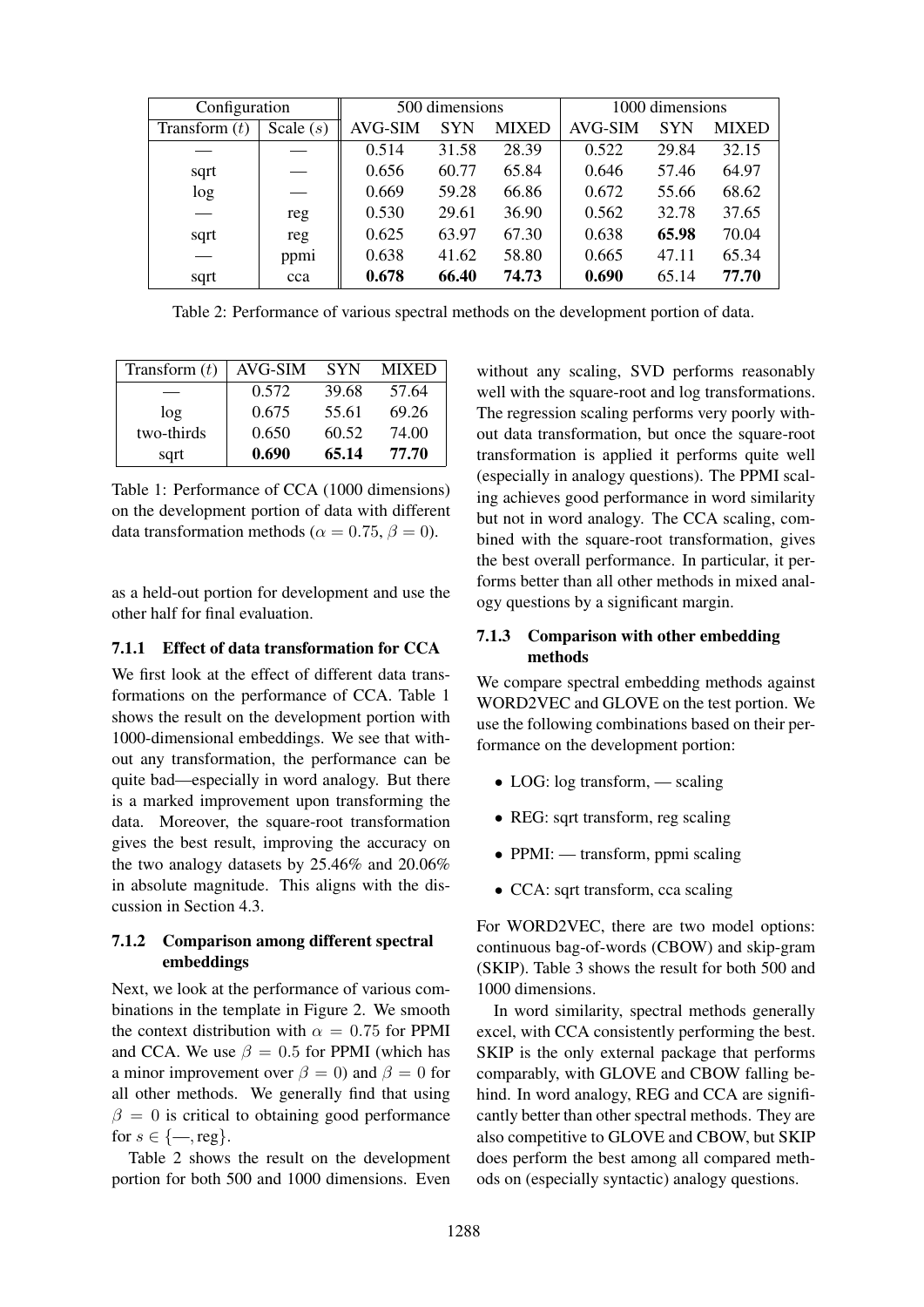| Configuration | | 500 dimensions | | | 1000 dimensions | | |
|---|---|---|---|---|---|---|---|
| Transform ($t$) | Scale ($s$) | AVG-SIM | SYN | MIXED | AVG-SIM | SYN | MIXED |
| — | — | 0.514 | 31.58 | 28.39 | 0.522 | 29.84 | 32.15 |
| sqrt | — | 0.656 | 60.77 | 65.84 | 0.646 | 57.46 | 64.97 |
| log | — | 0.669 | 59.28 | 66.86 | 0.672 | 55.66 | 68.62 |
| — | reg | 0.530 | 29.61 | 36.90 | 0.562 | 32.78 | 37.65 |
| sqrt | reg | 0.625 | 63.97 | 67.30 | 0.638 | **65.98** | 70.04 |
| — | ppmi | 0.638 | 41.62 | 58.80 | 0.665 | 47.11 | 65.34 |
| sqrt | cca | **0.678** | **66.40** | **74.73** | **0.690** | 65.14 | **77.70** |

Table 2: Performance of various spectral methods on the development portion of data.

| Transform ($t$) | AVG-SIM | SYN | MIXED |
|---|---|---|---|
| — | 0.572 | 39.68 | 57.64 |
| log | 0.675 | 55.61 | 69.26 |
| two-thirds | 0.650 | 60.52 | 74.00 |
| sqrt | **0.690** | **65.14** | **77.70** |

Table 1: Performance of CCA (1000 dimensions) on the development portion of data with different data transformation methods ($\alpha = 0.75$, $\beta = 0$).

as a held-out portion for development and use the other half for final evaluation.

#### 7.1.1 Effect of data transformation for CCA

We first look at the effect of different data transformations on the performance of CCA. Table 1 shows the result on the development portion with 1000-dimensional embeddings. We see that without any transformation, the performance can be quite bad—especially in word analogy. But there is a marked improvement upon transforming the data. Moreover, the square-root transformation gives the best result, improving the accuracy on the two analogy datasets by 25.46% and 20.06% in absolute magnitude. This aligns with the discussion in Section 4.3.

#### 7.1.2 Comparison among different spectral embeddings

Next, we look at the performance of various combinations in the template in Figure 2. We smooth the context distribution with $\alpha = 0.75$ for PPMI and CCA. We use $\beta = 0.5$ for PPMI (which has a minor improvement over $\beta = 0$) and $\beta = 0$ for all other methods. We generally find that using $\beta = 0$ is critical to obtaining good performance for $s \in \{—, \text{reg}\}$.

Table 2 shows the result on the development portion for both 500 and 1000 dimensions. Even without any scaling, SVD performs reasonably well with the square-root and log transformations. The regression scaling performs very poorly without data transformation, but once the square-root transformation is applied it performs quite well (especially in analogy questions). The PPMI scaling achieves good performance in word similarity but not in word analogy. The CCA scaling, combined with the square-root transformation, gives the best overall performance. In particular, it performs better than all other methods in mixed analogy questions by a significant margin.

#### 7.1.3 Comparison with other embedding methods

We compare spectral embedding methods against WORD2VEC and GLOVE on the test portion. We use the following combinations based on their performance on the development portion:

- LOG: log transform, — scaling
- REG: sqrt transform, reg scaling
- PPMI: — transform, ppmi scaling
- CCA: sqrt transform, cca scaling

For WORD2VEC, there are two model options: continuous bag-of-words (CBOW) and skip-gram (SKIP). Table 3 shows the result for both 500 and 1000 dimensions.

In word similarity, spectral methods generally excel, with CCA consistently performing the best. SKIP is the only external package that performs comparably, with GLOVE and CBOW falling behind. In word analogy, REG and CCA are significantly better than other spectral methods. They are also competitive to GLOVE and CBOW, but SKIP does perform the best among all compared methods on (especially syntactic) analogy questions.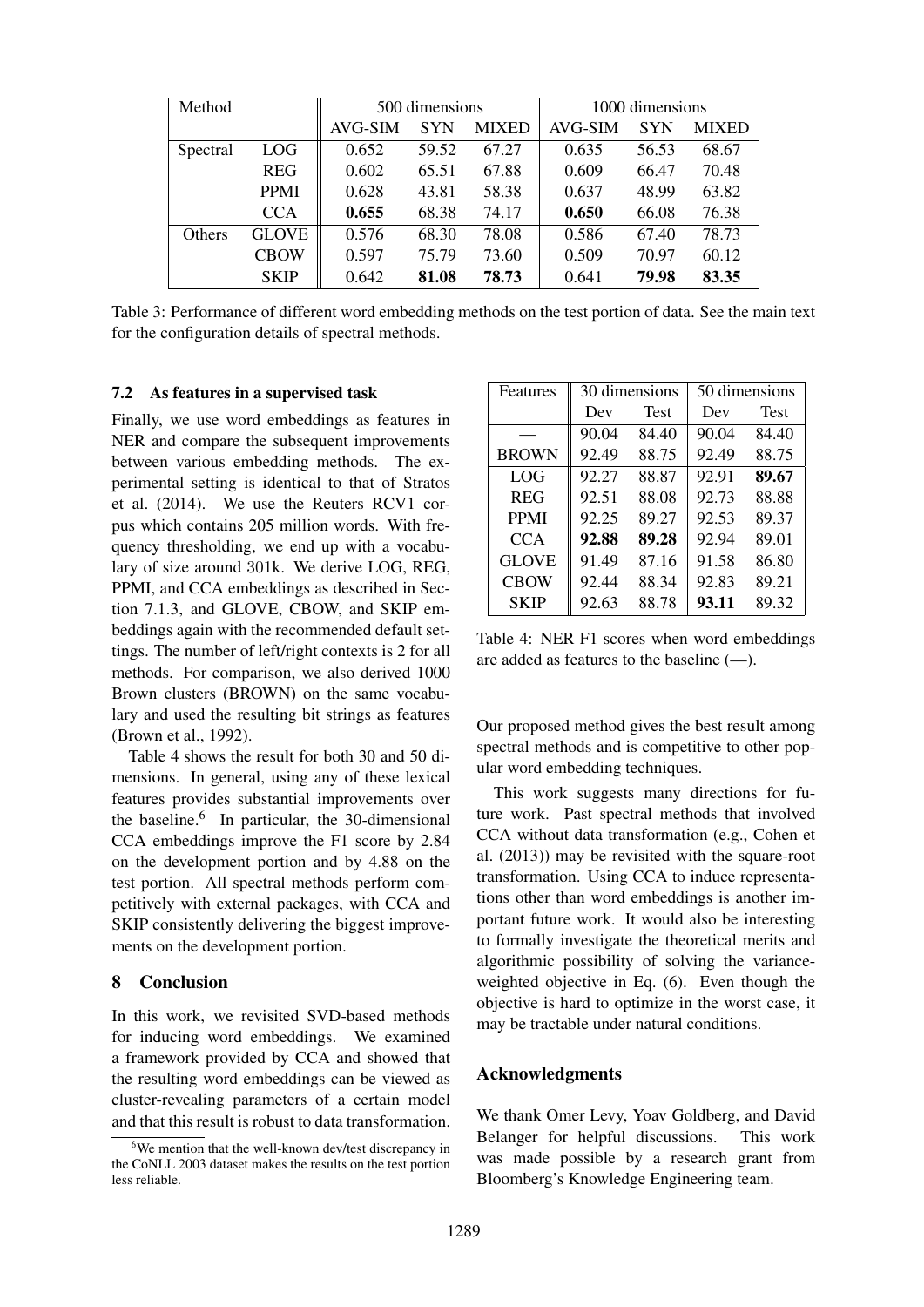| Method | | 500 dimensions | | | 1000 dimensions | | |
|---|---|---|---|---|---|---|---|
| | | AVG-SIM | SYN | MIXED | AVG-SIM | SYN | MIXED |
| Spectral | LOG | 0.652 | 59.52 | 67.27 | 0.635 | 56.53 | 68.67 |
| | REG | 0.602 | 65.51 | 67.88 | 0.609 | 66.47 | 70.48 |
| | PPMI | 0.628 | 43.81 | 58.38 | 0.637 | 48.99 | 63.82 |
| | CCA | **0.655** | 68.38 | 74.17 | **0.650** | 66.08 | 76.38 |
| Others | GLOVE | 0.576 | 68.30 | 78.08 | 0.586 | 67.40 | 78.73 |
| | CBOW | 0.597 | 75.79 | 73.60 | 0.509 | 70.97 | 60.12 |
| | SKIP | 0.642 | **81.08** | **78.73** | 0.641 | **79.98** | **83.35** |

Table 3: Performance of different word embedding methods on the test portion of data. See the main text for the configuration details of spectral methods.

### 7.2 As features in a supervised task

Finally, we use word embeddings as features in NER and compare the subsequent improvements between various embedding methods. The experimental setting is identical to that of Stratos et al. (2014). We use the Reuters RCV1 corpus which contains 205 million words. With frequency thresholding, we end up with a vocabulary of size around 301k. We derive LOG, REG, PPMI, and CCA embeddings as described in Section 7.1.3, and GLOVE, CBOW, and SKIP embeddings again with the recommended default settings. The number of left/right contexts is 2 for all methods. For comparison, we also derived 1000 Brown clusters (BROWN) on the same vocabulary and used the resulting bit strings as features (Brown et al., 1992).

Table 4 shows the result for both 30 and 50 dimensions. In general, using any of these lexical features provides substantial improvements over the baseline.[6] In particular, the 30-dimensional CCA embeddings improve the F1 score by 2.84 on the development portion and by 4.88 on the test portion. All spectral methods perform competitively with external packages, with CCA and SKIP consistently delivering the biggest improvements on the development portion.

| Features | 30 dimensions | | 50 dimensions | |
|---|---|---|---|---|
| | Dev | Test | Dev | Test |
| — | 90.04 | 84.40 | 90.04 | 84.40 |
| BROWN | 92.49 | 88.75 | 92.49 | 88.75 |
| LOG | 92.27 | 88.87 | 92.91 | **89.67** |
| REG | 92.51 | 88.08 | 92.73 | 88.88 |
| PPMI | 92.25 | 89.27 | 92.53 | 89.37 |
| CCA | **92.88** | **89.28** | 92.94 | 89.01 |
| GLOVE | 91.49 | 87.16 | 91.58 | 86.80 |
| CBOW | 92.44 | 88.34 | 92.83 | 89.21 |
| SKIP | 92.63 | 88.78 | **93.11** | 89.32 |

Table 4: NER F1 scores when word embeddings are added as features to the baseline (—).

## 8 Conclusion

In this work, we revisited SVD-based methods for inducing word embeddings. We examined a framework provided by CCA and showed that the resulting word embeddings can be viewed as cluster-revealing parameters of a certain model and that this result is robust to data transformation. Our proposed method gives the best result among spectral methods and is competitive to other popular word embedding techniques.

This work suggests many directions for future work. Past spectral methods that involved CCA without data transformation (e.g., Cohen et al. (2013)) may be revisited with the square-root transformation. Using CCA to induce representations other than word embeddings is another important future work. It would also be interesting to formally investigate the theoretical merits and algorithmic possibility of solving the variance-weighted objective in Eq. (6). Even though the objective is hard to optimize in the worst case, it may be tractable under natural conditions.

## Acknowledgments

We thank Omer Levy, Yoav Goldberg, and David Belanger for helpful discussions. This work was made possible by a research grant from Bloomberg's Knowledge Engineering team.

[6] We mention that the well-known dev/test discrepancy in the CoNLL 2003 dataset makes the results on the test portion less reliable.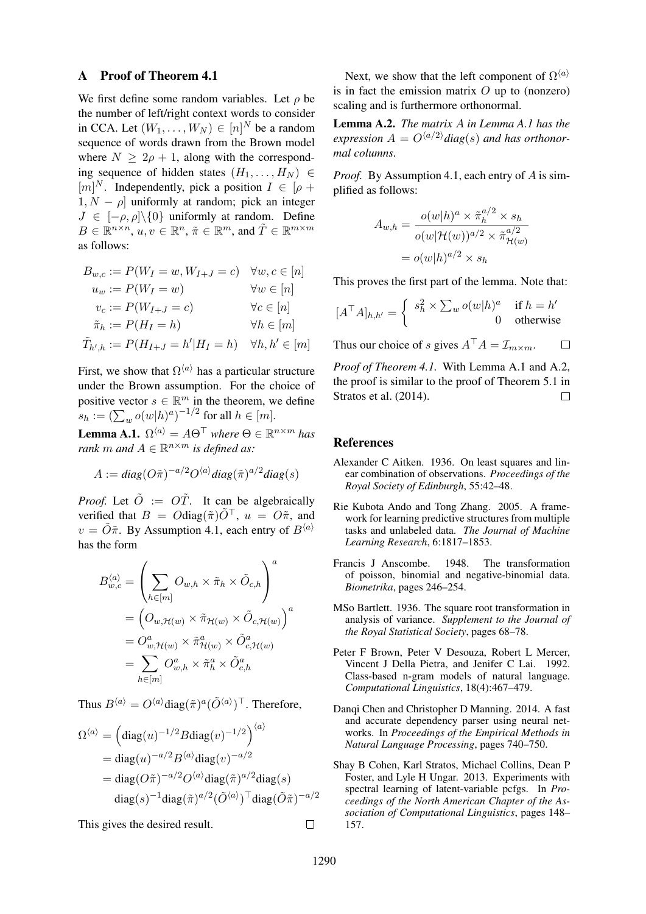## A Proof of Theorem 4.1

We first define some random variables. Let $\rho$ be the number of left/right context words to consider in CCA. Let $(W_1, \ldots, W_N) \in [n]^N$ be a random sequence of words drawn from the Brown model where $N \geq 2\rho + 1$, along with the corresponding sequence of hidden states $(H_1, \ldots, H_N) \in [m]^N$. Independently, pick a position $I \in [\rho + 1, N - \rho]$ uniformly at random; pick an integer $J \in [-\rho, \rho] \backslash \{0\}$ uniformly at random. Define $B \in \mathbb{R}^{n \times n}$, $u, v \in \mathbb{R}^n$, $\tilde{\pi} \in \mathbb{R}^m$, and $\tilde{T} \in \mathbb{R}^{m \times m}$ as follows:

$$
\begin{aligned}
B_{w,c} &:= P(W_I = w, W_{I+J} = c) \quad && \forall w, c \in [n] \\
u_w &:= P(W_I = w) && \forall w \in [n] \\
v_c &:= P(W_{I+J} = c) && \forall c \in [n] \\
\tilde{\pi}_h &:= P(H_I = h) && \forall h \in [m] \\
\tilde{T}_{h',h} &:= P(H_{I+J} = h' | H_I = h) && \forall h, h' \in [m]
\end{aligned}
$$

First, we show that $\Omega^{\langle a \rangle}$ has a particular structure under the Brown assumption. For the choice of positive vector $s \in \mathbb{R}^m$ in the theorem, we define $s_h := (\sum_w o(w|h)^a)^{-1/2}$ for all $h \in [m]$.

**Lemma A.1.** *$\Omega^{\langle a \rangle} = A\Theta^\top$ where $\Theta \in \mathbb{R}^{n \times m}$ has rank $m$ and $A \in \mathbb{R}^{n \times m}$ is defined as:*

$$A := \mathit{diag}(O\tilde{\pi})^{-a/2} O^{\langle a \rangle} \mathit{diag}(\tilde{\pi})^{a/2} \mathit{diag}(s)$$

*Proof.* Let $\tilde{O} := O\tilde{T}$. It can be algebraically verified that $B = O\text{diag}(\tilde{\pi})\tilde{O}^\top$, $u = O\tilde{\pi}$, and $v = \tilde{O}\tilde{\pi}$. By Assumption 4.1, each entry of $B^{\langle a \rangle}$ has the form

$$
\begin{aligned}
B^{\langle a \rangle}_{w,c} &= \left( \sum_{h \in [m]} O_{w,h} \times \tilde{\pi}_h \times \tilde{O}_{c,h} \right)^a \\
&= \left( O_{w,\mathcal{H}(w)} \times \tilde{\pi}_{\mathcal{H}(w)} \times \tilde{O}_{c,\mathcal{H}(w)} \right)^a \\
&= O^a_{w,\mathcal{H}(w)} \times \tilde{\pi}^a_{\mathcal{H}(w)} \times \tilde{O}^a_{c,\mathcal{H}(w)} \\
&= \sum_{h \in [m]} O^a_{w,h} \times \tilde{\pi}^a_h \times \tilde{O}^a_{c,h}
\end{aligned}
$$

Thus $B^{\langle a \rangle} = O^{\langle a \rangle} \text{diag}(\tilde{\pi})^a (\tilde{O}^{\langle a \rangle})^\top$. Therefore,

$$
\begin{aligned}
\Omega^{\langle a \rangle} &= \left( \text{diag}(u)^{-1/2} B \text{diag}(v)^{-1/2} \right)^{\langle a \rangle} \\
&= \text{diag}(u)^{-a/2} B^{\langle a \rangle} \text{diag}(v)^{-a/2} \\
&= \text{diag}(O\tilde{\pi})^{-a/2} O^{\langle a \rangle} \text{diag}(\tilde{\pi})^{a/2} \text{diag}(s) \\
&\quad \text{diag}(s)^{-1} \text{diag}(\tilde{\pi})^{a/2} (\tilde{O}^{\langle a \rangle})^\top \text{diag}(\tilde{O}\tilde{\pi})^{-a/2}
\end{aligned}
$$

This gives the desired result. □

Next, we show that the left component of $\Omega^{\langle a \rangle}$ is in fact the emission matrix $O$ up to (nonzero) scaling and is furthermore orthonormal.

**Lemma A.2.** *The matrix $A$ in Lemma A.1 has the expression $A = O^{\langle a/2 \rangle} \mathit{diag}(s)$ and has orthonormal columns.*

*Proof.* By Assumption 4.1, each entry of $A$ is simplified as follows:

$$
\begin{aligned}
A_{w,h} &= \frac{o(w|h)^a \times \tilde{\pi}_h^{a/2} \times s_h}{o(w|\mathcal{H}(w))^{a/2} \times \tilde{\pi}_{\mathcal{H}(w)}^{a/2}} \\
&= o(w|h)^{a/2} \times s_h
\end{aligned}
$$

This proves the first part of the lemma. Note that:

$$[A^\top A]_{h,h'} = \begin{cases} s_h^2 \times \sum_w o(w|h)^a & \text{if } h = h' \\ 0 & \text{otherwise} \end{cases}$$

Thus our choice of $s$ gives $A^\top A = \mathcal{I}_{m \times m}$. □

*Proof of Theorem 4.1.* With Lemma A.1 and A.2, the proof is similar to the proof of Theorem 5.1 in Stratos et al. (2014). □

## References

Alexander C Aitken. 1936. On least squares and linear combination of observations. *Proceedings of the Royal Society of Edinburgh*, 55:42–48.

Rie Kubota Ando and Tong Zhang. 2005. A framework for learning predictive structures from multiple tasks and unlabeled data. *The Journal of Machine Learning Research*, 6:1817–1853.

Francis J Anscombe. 1948. The transformation of poisson, binomial and negative-binomial data. *Biometrika*, pages 246–254.

MSo Bartlett. 1936. The square root transformation in analysis of variance. *Supplement to the Journal of the Royal Statistical Society*, pages 68–78.

Peter F Brown, Peter V Desouza, Robert L Mercer, Vincent J Della Pietra, and Jenifer C Lai. 1992. Class-based n-gram models of natural language. *Computational Linguistics*, 18(4):467–479.

Danqi Chen and Christopher D Manning. 2014. A fast and accurate dependency parser using neural networks. In *Proceedings of the Empirical Methods in Natural Language Processing*, pages 740–750.

Shay B Cohen, Karl Stratos, Michael Collins, Dean P Foster, and Lyle H Ungar. 2013. Experiments with spectral learning of latent-variable pcfgs. In *Proceedings of the North American Chapter of the Association of Computational Linguistics*, pages 148–157.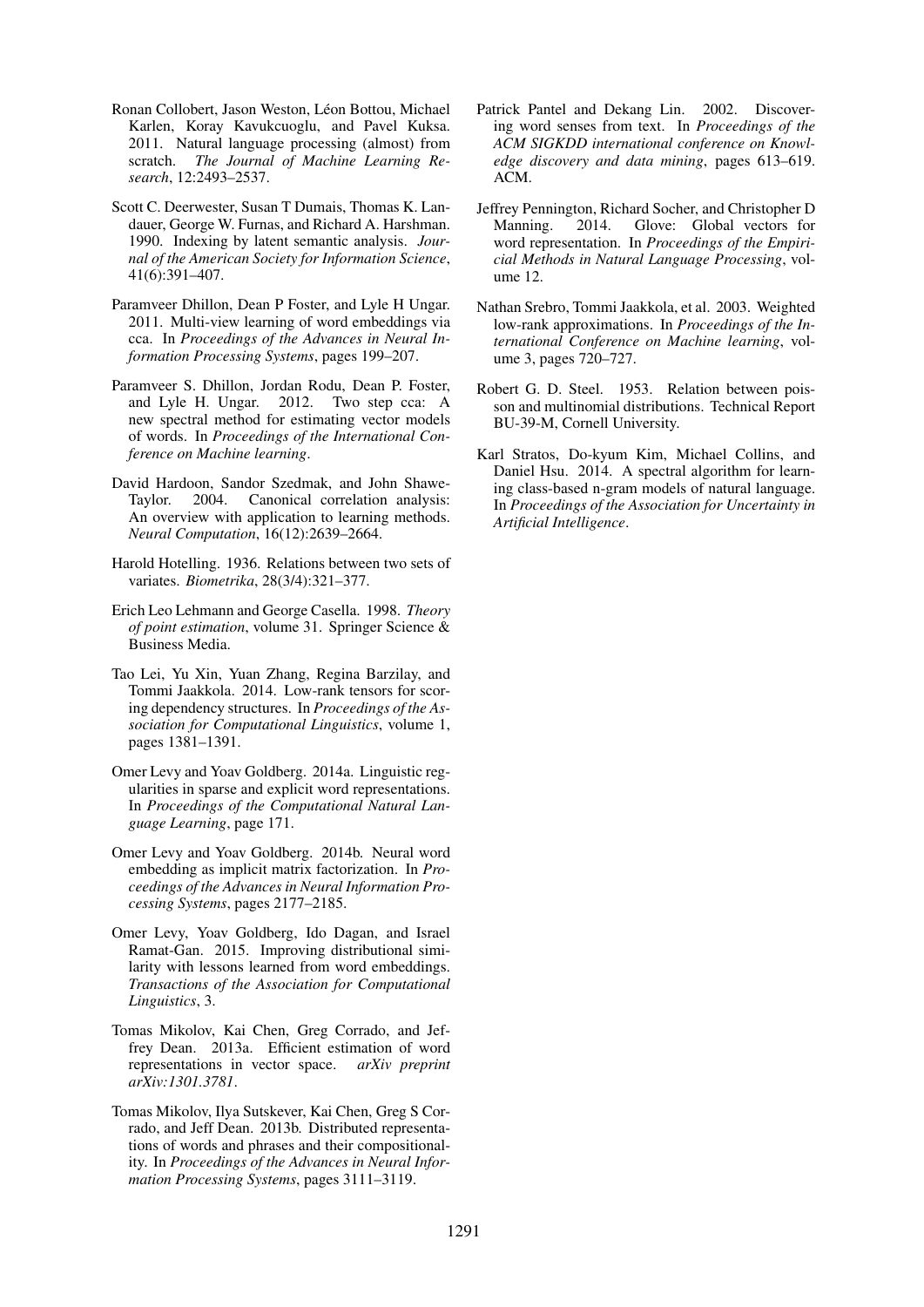Ronan Collobert, Jason Weston, Léon Bottou, Michael Karlen, Koray Kavukcuoglu, and Pavel Kuksa. 2011. Natural language processing (almost) from scratch. *The Journal of Machine Learning Research*, 12:2493–2537.

Scott C. Deerwester, Susan T Dumais, Thomas K. Landauer, George W. Furnas, and Richard A. Harshman. 1990. Indexing by latent semantic analysis. *Journal of the American Society for Information Science*, 41(6):391–407.

Paramveer Dhillon, Dean P Foster, and Lyle H Ungar. 2011. Multi-view learning of word embeddings via cca. In *Proceedings of the Advances in Neural Information Processing Systems*, pages 199–207.

Paramveer S. Dhillon, Jordan Rodu, Dean P. Foster, and Lyle H. Ungar. 2012. Two step cca: A new spectral method for estimating vector models of words. In *Proceedings of the International Conference on Machine learning*.

David Hardoon, Sandor Szedmak, and John Shawe-Taylor. 2004. Canonical correlation analysis: An overview with application to learning methods. *Neural Computation*, 16(12):2639–2664.

Harold Hotelling. 1936. Relations between two sets of variates. *Biometrika*, 28(3/4):321–377.

Erich Leo Lehmann and George Casella. 1998. *Theory of point estimation*, volume 31. Springer Science & Business Media.

Tao Lei, Yu Xin, Yuan Zhang, Regina Barzilay, and Tommi Jaakkola. 2014. Low-rank tensors for scoring dependency structures. In *Proceedings of the Association for Computational Linguistics*, volume 1, pages 1381–1391.

Omer Levy and Yoav Goldberg. 2014a. Linguistic regularities in sparse and explicit word representations. In *Proceedings of the Computational Natural Language Learning*, page 171.

Omer Levy and Yoav Goldberg. 2014b. Neural word embedding as implicit matrix factorization. In *Proceedings of the Advances in Neural Information Processing Systems*, pages 2177–2185.

Omer Levy, Yoav Goldberg, Ido Dagan, and Israel Ramat-Gan. 2015. Improving distributional similarity with lessons learned from word embeddings. *Transactions of the Association for Computational Linguistics*, 3.

Tomas Mikolov, Kai Chen, Greg Corrado, and Jeffrey Dean. 2013a. Efficient estimation of word representations in vector space. *arXiv preprint arXiv:1301.3781*.

Tomas Mikolov, Ilya Sutskever, Kai Chen, Greg S Corrado, and Jeff Dean. 2013b. Distributed representations of words and phrases and their compositionality. In *Proceedings of the Advances in Neural Information Processing Systems*, pages 3111–3119.

Patrick Pantel and Dekang Lin. 2002. Discovering word senses from text. In *Proceedings of the ACM SIGKDD international conference on Knowledge discovery and data mining*, pages 613–619. ACM.

Jeffrey Pennington, Richard Socher, and Christopher D Manning. 2014. Glove: Global vectors for word representation. In *Proceedings of the Empiricial Methods in Natural Language Processing*, volume 12.

Nathan Srebro, Tommi Jaakkola, et al. 2003. Weighted low-rank approximations. In *Proceedings of the International Conference on Machine learning*, volume 3, pages 720–727.

Robert G. D. Steel. 1953. Relation between poisson and multinomial distributions. Technical Report BU-39-M, Cornell University.

Karl Stratos, Do-kyum Kim, Michael Collins, and Daniel Hsu. 2014. A spectral algorithm for learning class-based n-gram models of natural language. In *Proceedings of the Association for Uncertainty in Artificial Intelligence*.